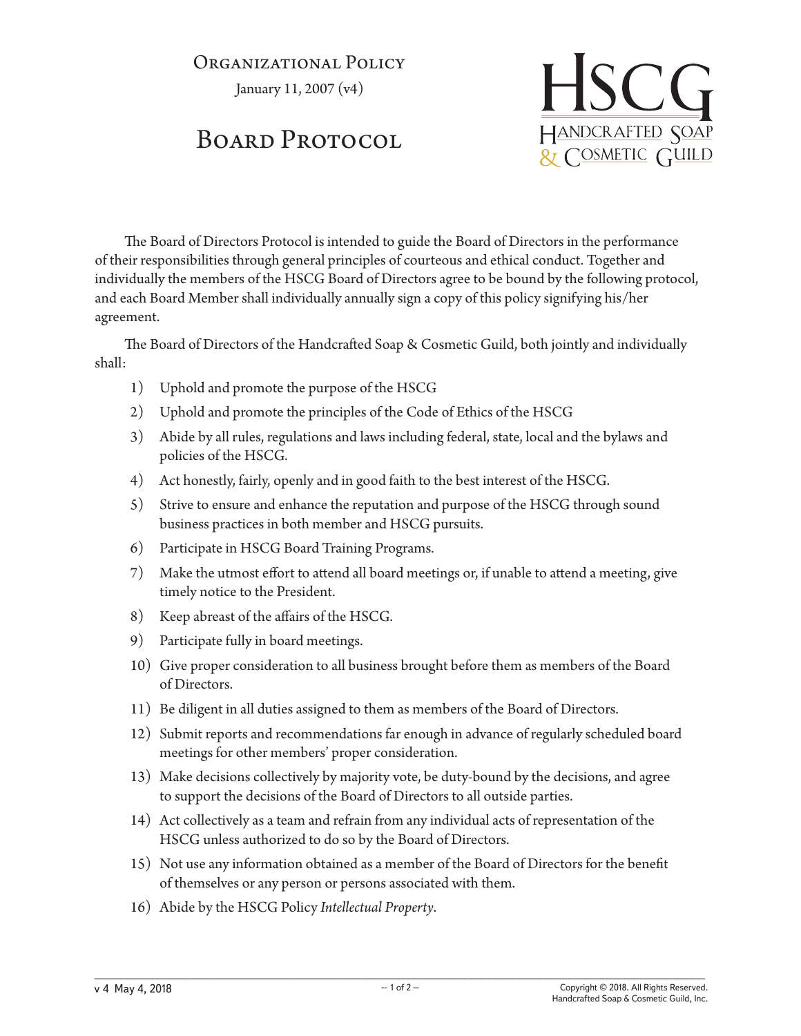Organizational Policy

January 11, 2007 (v4)

# Board Protocol

The Board of Directors Protocol is intended to guide the Board of Directors in the performance of their responsibilities through general principles of courteous and ethical conduct. Together and individually the members of the HSCG Board of Directors agree to be bound by the following protocol, and each Board Member shall individually annually sign a copy of this policy signifying his/her agreement.

The Board of Directors of the Handcrafted Soap & Cosmetic Guild, both jointly and individually shall:

1) Uphold and promote the purpose of the HSCG
2) Uphold and promote the principles of the Code of Ethics of the HSCG
3) Abide by all rules, regulations and laws including federal, state, local and the bylaws and policies of the HSCG.
4) Act honestly, fairly, openly and in good faith to the best interest of the HSCG.
5) Strive to ensure and enhance the reputation and purpose of the HSCG through sound business practices in both member and HSCG pursuits.
6) Participate in HSCG Board Training Programs.
7) Make the utmost effort to attend all board meetings or, if unable to attend a meeting, give timely notice to the President.
8) Keep abreast of the affairs of the HSCG.
9) Participate fully in board meetings.
10) Give proper consideration to all business brought before them as members of the Board of Directors.
11) Be diligent in all duties assigned to them as members of the Board of Directors.
12) Submit reports and recommendations far enough in advance of regularly scheduled board meetings for other members' proper consideration.
13) Make decisions collectively by majority vote, be duty-bound by the decisions, and agree to support the decisions of the Board of Directors to all outside parties.
14) Act collectively as a team and refrain from any individual acts of representation of the HSCG unless authorized to do so by the Board of Directors.
15) Not use any information obtained as a member of the Board of Directors for the benefit of themselves or any person or persons associated with them.
16) Abide by the HSCG Policy *Intellectual Property*.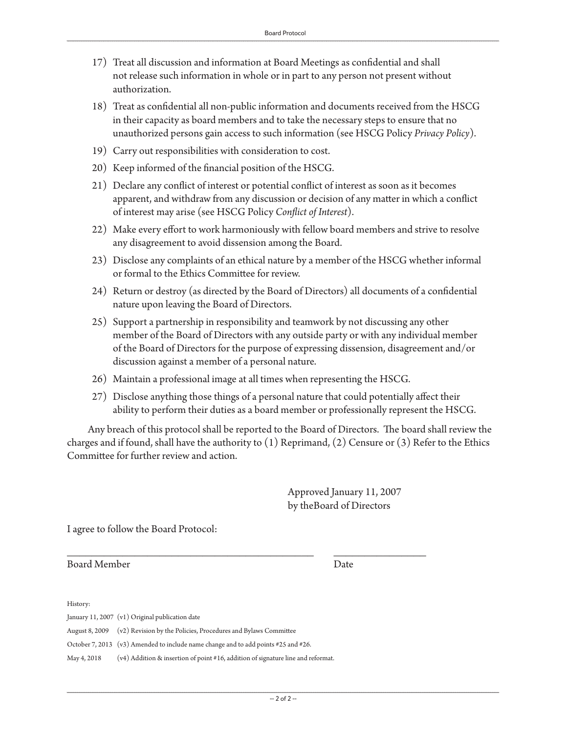17) Treat all discussion and information at Board Meetings as confidential and shall not release such information in whole or in part to any person not present without authorization.

18) Treat as confidential all non-public information and documents received from the HSCG in their capacity as board members and to take the necessary steps to ensure that no unauthorized persons gain access to such information (see HSCG Policy *Privacy Policy*).

19) Carry out responsibilities with consideration to cost.

20) Keep informed of the financial position of the HSCG.

21) Declare any conflict of interest or potential conflict of interest as soon as it becomes apparent, and withdraw from any discussion or decision of any matter in which a conflict of interest may arise (see HSCG Policy *Conflict of Interest*).

22) Make every effort to work harmoniously with fellow board members and strive to resolve any disagreement to avoid dissension among the Board.

23) Disclose any complaints of an ethical nature by a member of the HSCG whether informal or formal to the Ethics Committee for review.

24) Return or destroy (as directed by the Board of Directors) all documents of a confidential nature upon leaving the Board of Directors.

25) Support a partnership in responsibility and teamwork by not discussing any other member of the Board of Directors with any outside party or with any individual member of the Board of Directors for the purpose of expressing dissension, disagreement and/or discussion against a member of a personal nature.

26) Maintain a professional image at all times when representing the HSCG.

27) Disclose anything those things of a personal nature that could potentially affect their ability to perform their duties as a board member or professionally represent the HSCG.

Any breach of this protocol shall be reported to the Board of Directors. The board shall review the charges and if found, shall have the authority to (1) Reprimand, (2) Censure or (3) Refer to the Ethics Committee for further review and action.

Approved January 11, 2007
by theBoard of Directors

I agree to follow the Board Protocol:

_______________________________________________ __________________

Board Member Date

History:

January 11, 2007 (v1) Original publication date

August 8, 2009 (v2) Revision by the Policies, Procedures and Bylaws Committee

October 7, 2013 (v3) Amended to include name change and to add points #25 and #26.

May 4, 2018 (v4) Addition & insertion of point #16, addition of signature line and reformat.